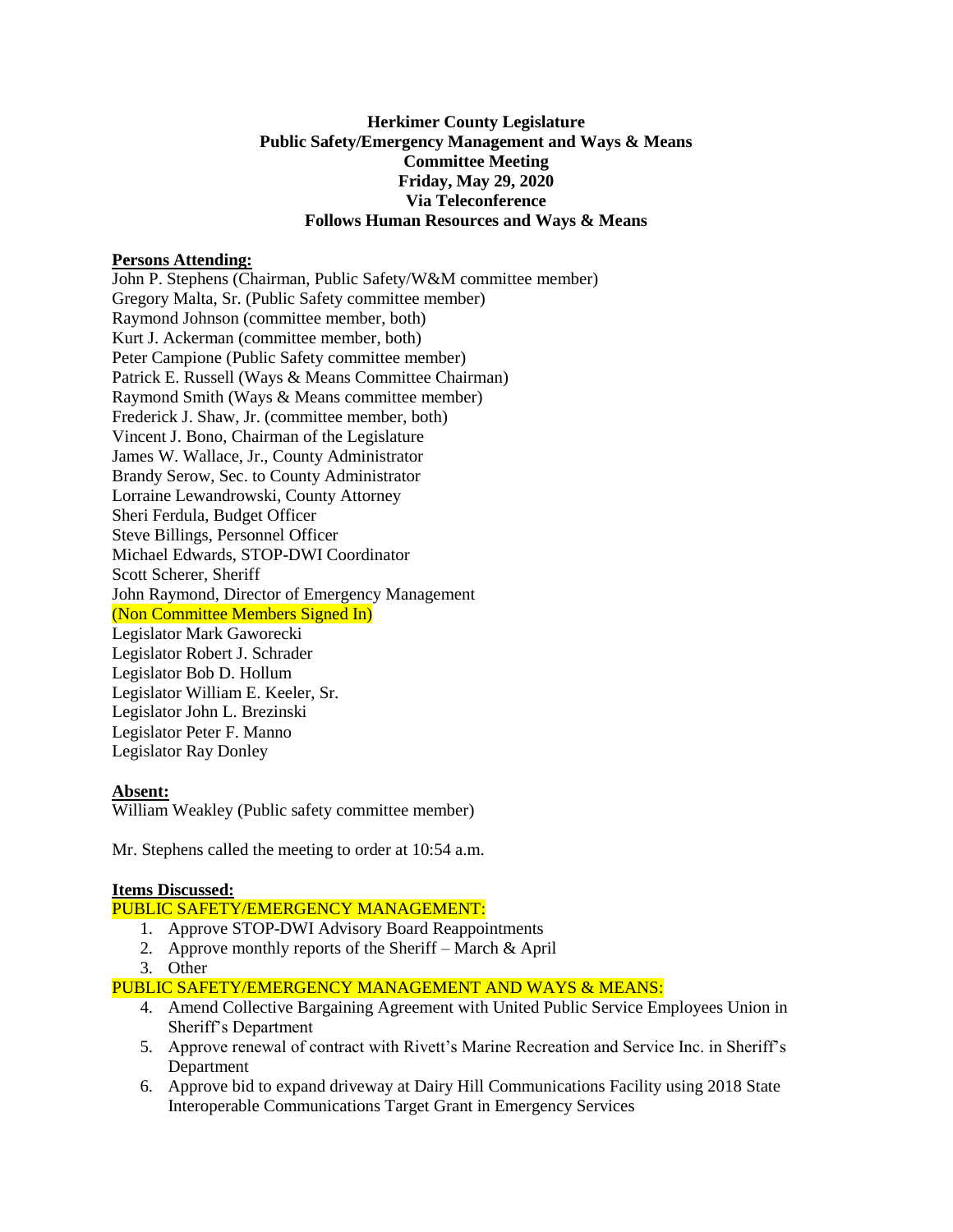**Herkimer County Legislature**
**Public Safety/Emergency Management and Ways & Means**
**Committee Meeting**
**Friday, May 29, 2020**
**Via Teleconference**
**Follows Human Resources and Ways & Means**

**Persons Attending:**

John P. Stephens (Chairman, Public Safety/W&M committee member)
Gregory Malta, Sr. (Public Safety committee member)
Raymond Johnson (committee member, both)
Kurt J. Ackerman (committee member, both)
Peter Campione (Public Safety committee member)
Patrick E. Russell (Ways & Means Committee Chairman)
Raymond Smith (Ways & Means committee member)
Frederick J. Shaw, Jr. (committee member, both)
Vincent J. Bono, Chairman of the Legislature
James W. Wallace, Jr., County Administrator
Brandy Serow, Sec. to County Administrator
Lorraine Lewandrowski, County Attorney
Sheri Ferdula, Budget Officer
Steve Billings, Personnel Officer
Michael Edwards, STOP-DWI Coordinator
Scott Scherer, Sheriff
John Raymond, Director of Emergency Management
(Non Committee Members Signed In)
Legislator Mark Gaworecki
Legislator Robert J. Schrader
Legislator Bob D. Hollum
Legislator William E. Keeler, Sr.
Legislator John L. Brezinski
Legislator Peter F. Manno
Legislator Ray Donley

**Absent:**

William Weakley (Public safety committee member)

Mr. Stephens called the meeting to order at 10:54 a.m.

**Items Discussed:**

PUBLIC SAFETY/EMERGENCY MANAGEMENT:

1. Approve STOP-DWI Advisory Board Reappointments
2. Approve monthly reports of the Sheriff – March & April
3. Other

PUBLIC SAFETY/EMERGENCY MANAGEMENT AND WAYS & MEANS:

4. Amend Collective Bargaining Agreement with United Public Service Employees Union in Sheriff's Department
5. Approve renewal of contract with Rivett's Marine Recreation and Service Inc. in Sheriff's Department
6. Approve bid to expand driveway at Dairy Hill Communications Facility using 2018 State Interoperable Communications Target Grant in Emergency Services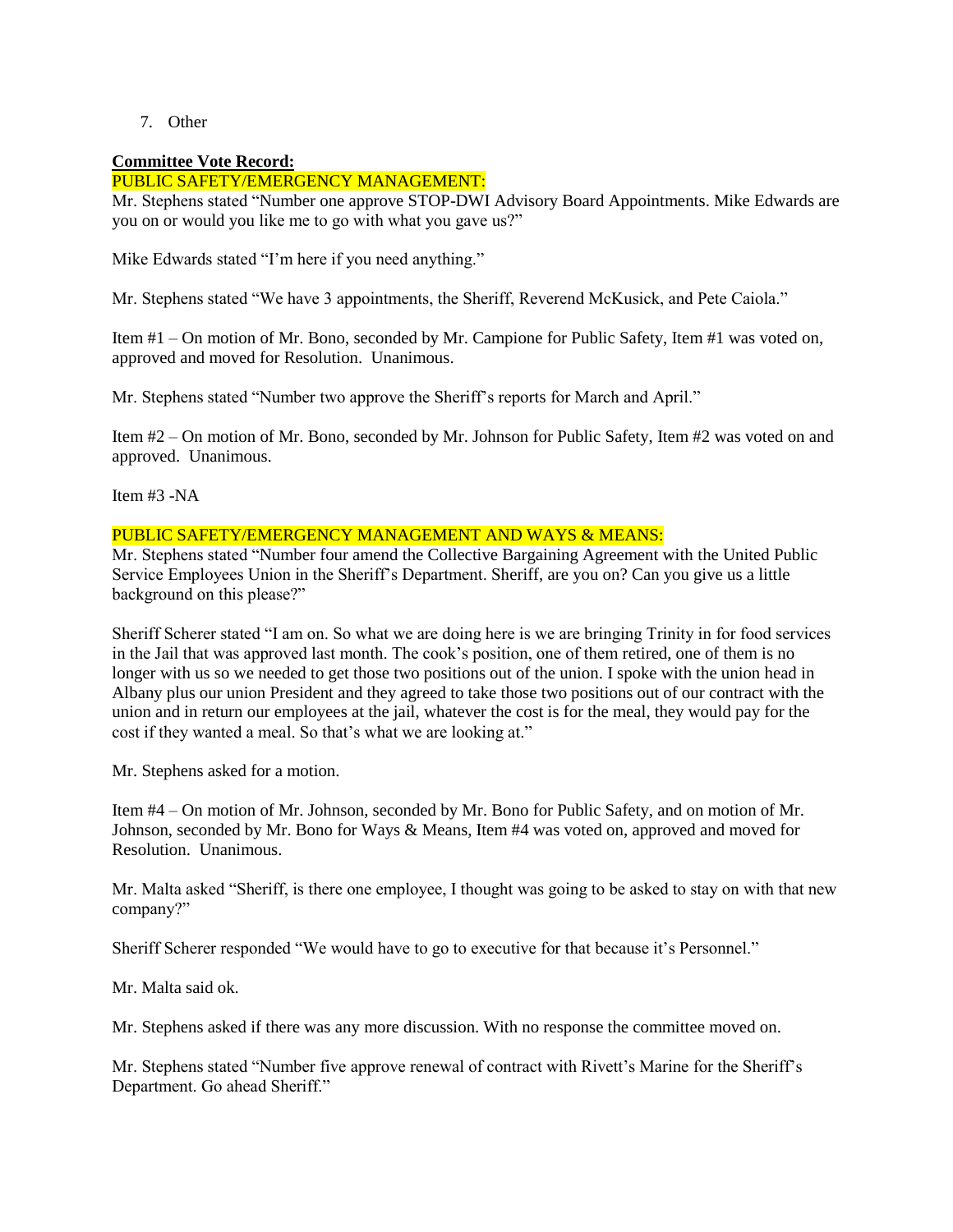7. Other

**Committee Vote Record:**

PUBLIC SAFETY/EMERGENCY MANAGEMENT:

Mr. Stephens stated "Number one approve STOP-DWI Advisory Board Appointments. Mike Edwards are you on or would you like me to go with what you gave us?"

Mike Edwards stated "I'm here if you need anything."

Mr. Stephens stated "We have 3 appointments, the Sheriff, Reverend McKusick, and Pete Caiola."

Item #1 – On motion of Mr. Bono, seconded by Mr. Campione for Public Safety, Item #1 was voted on, approved and moved for Resolution. Unanimous.

Mr. Stephens stated "Number two approve the Sheriff's reports for March and April."

Item #2 – On motion of Mr. Bono, seconded by Mr. Johnson for Public Safety, Item #2 was voted on and approved. Unanimous.

Item #3 -NA

PUBLIC SAFETY/EMERGENCY MANAGEMENT AND WAYS & MEANS:

Mr. Stephens stated "Number four amend the Collective Bargaining Agreement with the United Public Service Employees Union in the Sheriff's Department. Sheriff, are you on? Can you give us a little background on this please?"

Sheriff Scherer stated "I am on. So what we are doing here is we are bringing Trinity in for food services in the Jail that was approved last month. The cook's position, one of them retired, one of them is no longer with us so we needed to get those two positions out of the union. I spoke with the union head in Albany plus our union President and they agreed to take those two positions out of our contract with the union and in return our employees at the jail, whatever the cost is for the meal, they would pay for the cost if they wanted a meal. So that's what we are looking at."

Mr. Stephens asked for a motion.

Item #4 – On motion of Mr. Johnson, seconded by Mr. Bono for Public Safety, and on motion of Mr. Johnson, seconded by Mr. Bono for Ways & Means, Item #4 was voted on, approved and moved for Resolution. Unanimous.

Mr. Malta asked "Sheriff, is there one employee, I thought was going to be asked to stay on with that new company?"

Sheriff Scherer responded "We would have to go to executive for that because it's Personnel."

Mr. Malta said ok.

Mr. Stephens asked if there was any more discussion. With no response the committee moved on.

Mr. Stephens stated "Number five approve renewal of contract with Rivett's Marine for the Sheriff's Department. Go ahead Sheriff."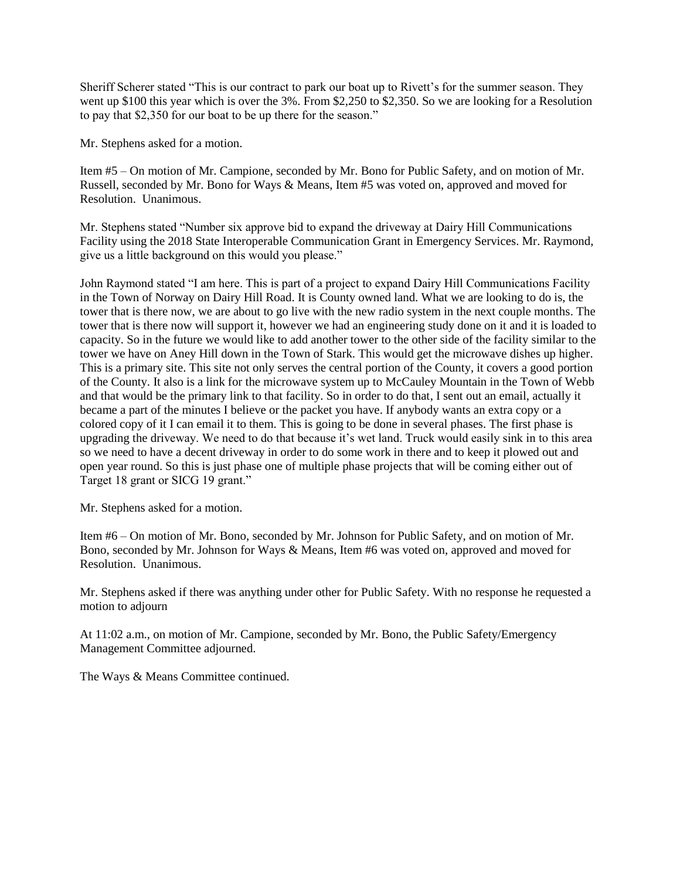Sheriff Scherer stated "This is our contract to park our boat up to Rivett's for the summer season. They went up $100 this year which is over the 3%. From $2,250 to $2,350. So we are looking for a Resolution to pay that $2,350 for our boat to be up there for the season."

Mr. Stephens asked for a motion.

Item #5 – On motion of Mr. Campione, seconded by Mr. Bono for Public Safety, and on motion of Mr. Russell, seconded by Mr. Bono for Ways & Means, Item #5 was voted on, approved and moved for Resolution. Unanimous.

Mr. Stephens stated "Number six approve bid to expand the driveway at Dairy Hill Communications Facility using the 2018 State Interoperable Communication Grant in Emergency Services. Mr. Raymond, give us a little background on this would you please."

John Raymond stated "I am here. This is part of a project to expand Dairy Hill Communications Facility in the Town of Norway on Dairy Hill Road. It is County owned land. What we are looking to do is, the tower that is there now, we are about to go live with the new radio system in the next couple months. The tower that is there now will support it, however we had an engineering study done on it and it is loaded to capacity. So in the future we would like to add another tower to the other side of the facility similar to the tower we have on Aney Hill down in the Town of Stark. This would get the microwave dishes up higher. This is a primary site. This site not only serves the central portion of the County, it covers a good portion of the County. It also is a link for the microwave system up to McCauley Mountain in the Town of Webb and that would be the primary link to that facility. So in order to do that, I sent out an email, actually it became a part of the minutes I believe or the packet you have. If anybody wants an extra copy or a colored copy of it I can email it to them. This is going to be done in several phases. The first phase is upgrading the driveway. We need to do that because it's wet land. Truck would easily sink in to this area so we need to have a decent driveway in order to do some work in there and to keep it plowed out and open year round. So this is just phase one of multiple phase projects that will be coming either out of Target 18 grant or SICG 19 grant."

Mr. Stephens asked for a motion.

Item #6 – On motion of Mr. Bono, seconded by Mr. Johnson for Public Safety, and on motion of Mr. Bono, seconded by Mr. Johnson for Ways & Means, Item #6 was voted on, approved and moved for Resolution. Unanimous.

Mr. Stephens asked if there was anything under other for Public Safety. With no response he requested a motion to adjourn

At 11:02 a.m., on motion of Mr. Campione, seconded by Mr. Bono, the Public Safety/Emergency Management Committee adjourned.

The Ways & Means Committee continued.